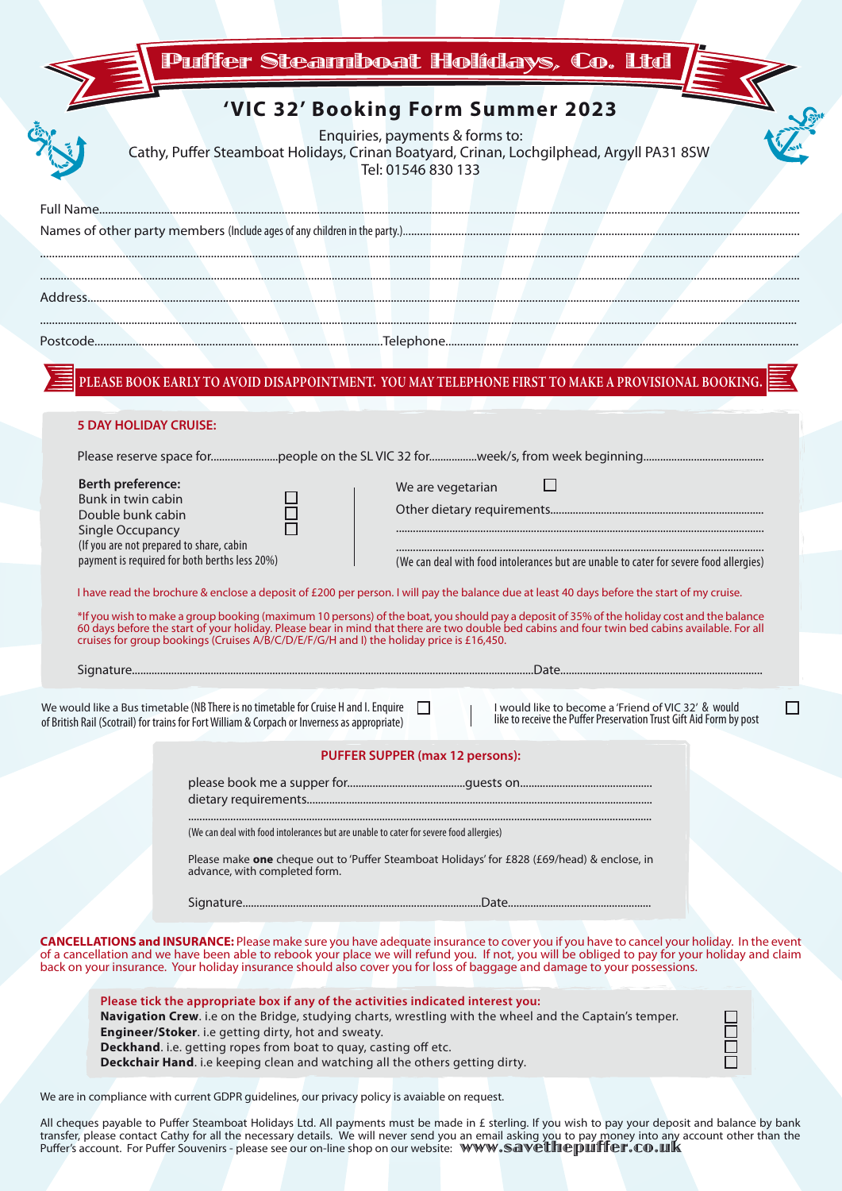# Puffer Steamboat Holidays, Co. Ltd

## 'VIC 32' Booking Form Summer 2023

Enquiries, payments & forms to:
Cathy, Puffer Steamboat Holidays, Crinan Boatyard, Crinan, Lochgilphead, Argyll PA31 8SW
Tel: 01546 830 133

Full Name.....................................................................................................................................

Names of other party members (Include ages of any children in the party.)..............................................

.....................................................................................................................................

.....................................................................................................................................

Address.....................................................................................................................................

.....................................................................................................................................

Postcode..................................................Telephone..................................................

**PLEASE BOOK EARLY TO AVOID DISAPPOINTMENT. YOU MAY TELEPHONE FIRST TO MAKE A PROVISIONAL BOOKING.**

### 5 DAY HOLIDAY CRUISE:

Please reserve space for.......................people on the SL VIC 32 for................week/s, from week beginning..........................................

**Berth preference:**

- Bunk in twin cabin ☐
- Double bunk cabin ☐
- Single Occupancy ☐

(If you are not prepared to share, cabin payment is required for both berths less 20%)

We are vegetarian ☐

Other dietary requirements..........................................................................

.....................................................................................................

.....................................................................................................

(We can deal with food intolerances but are unable to cater for severe food allergies)

I have read the brochure & enclose a deposit of £200 per person. I will pay the balance due at least 40 days before the start of my cruise.

*If you wish to make a group booking (maximum 10 persons) of the boat, you should pay a deposit of 35% of the holiday cost and the balance 60 days before the start of your holiday. Please bear in mind that there are two double bed cabins and four twin bed cabins available. For all cruises for group bookings (Cruises A/B/C/D/E/F/G/H and I) the holiday price is £16,450.

Signature...............................................................................................Date........................................................

We would like a Bus timetable (NB There is no timetable for Cruise H and I. Enquire of British Rail (Scotrail) for trains for Fort William & Corpach or Inverness as appropriate) ☐

I would like to become a 'Friend of VIC 32' & would like to receive the Puffer Preservation Trust Gift Aid Form by post ☐

### PUFFER SUPPER (max 12 persons):

please book me a supper for..........................................guests on..............................................

dietary requirements.....................................................................................................

.....................................................................................................

(We can deal with food intolerances but are unable to cater for severe food allergies)

Please make **one** cheque out to 'Puffer Steamboat Holidays' for £828 (£69/head) & enclose, in advance, with completed form.

Signature.....................................................................Date..................................................

**CANCELLATIONS and INSURANCE:** Please make sure you have adequate insurance to cover you if you have to cancel your holiday. In the event of a cancellation and we have been able to rebook your place we will refund you. If not, you will be obliged to pay for your holiday and claim back on your insurance. Your holiday insurance should also cover you for loss of baggage and damage to your possessions.

**Please tick the appropriate box if any of the activities indicated interest you:**

- **Navigation Crew**. i.e on the Bridge, studying charts, wrestling with the wheel and the Captain's temper. ☐
- **Engineer/Stoker**. i.e getting dirty, hot and sweaty. ☐
- **Deckhand**. i.e. getting ropes from boat to quay, casting off etc. ☐
- **Deckchair Hand**. i.e keeping clean and watching all the others getting dirty. ☐

We are in compliance with current GDPR guidelines, our privacy policy is avaiable on request.

All cheques payable to Puffer Steamboat Holidays Ltd. All payments must be made in £ sterling. If you wish to pay your deposit and balance by bank transfer, please contact Cathy for all the necessary details. We will never send you an email asking you to pay money into any account other than the Puffer's account. For Puffer Souvenirs - please see our on-line shop on our website: **www.savethepuffer.co.uk**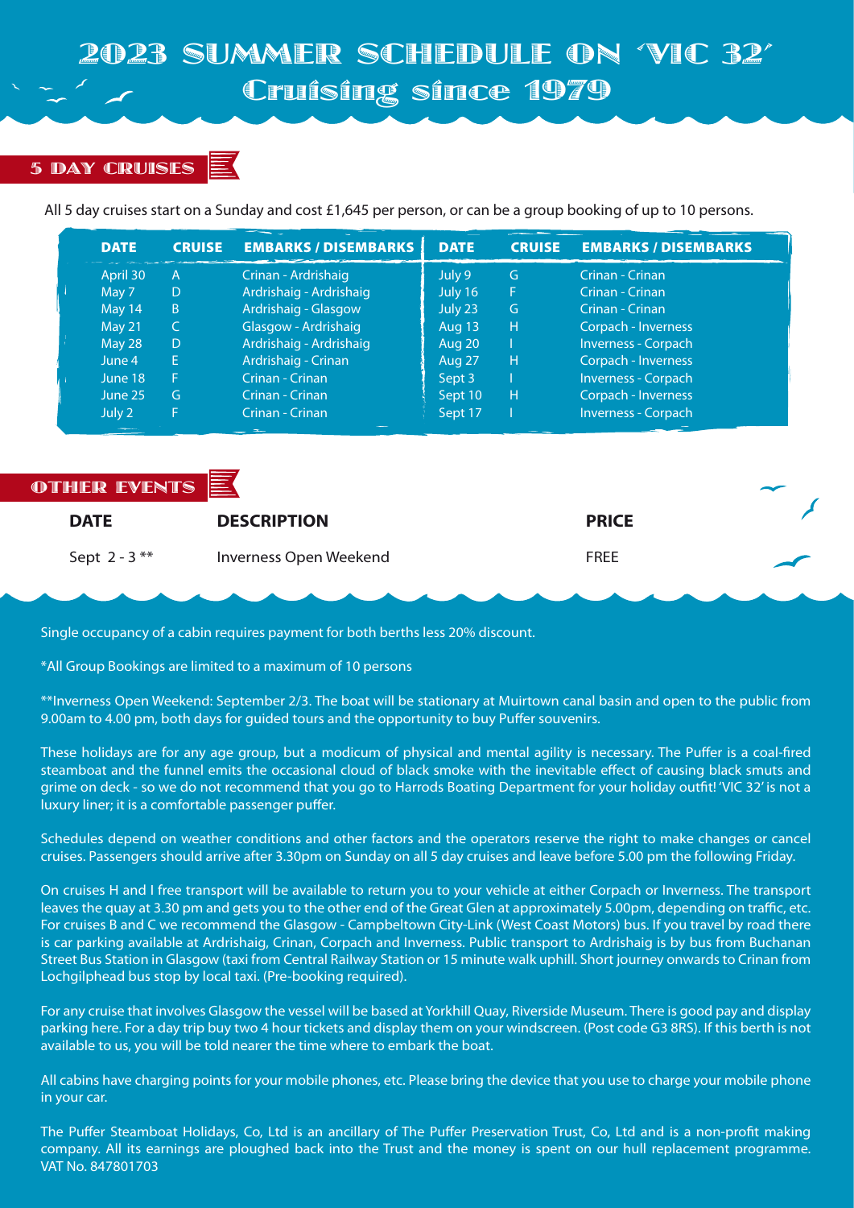# 2023 SUMMER SCHEDULE ON 'VIC 32'

## Cruising since 1979

## 5 DAY CRUISES

All 5 day cruises start on a Sunday and cost £1,645 per person, or can be a group booking of up to 10 persons.

| DATE | CRUISE | EMBARKS / DISEMBARKS | DATE | CRUISE | EMBARKS / DISEMBARKS |
|---|---|---|---|---|---|
| April 30 | A | Crinan - Ardrishaig | July 9 | G | Crinan - Crinan |
| May 7 | D | Ardrishaig - Ardrishaig | July 16 | F | Crinan - Crinan |
| May 14 | B | Ardrishaig - Glasgow | July 23 | G | Crinan - Crinan |
| May 21 | C | Glasgow - Ardrishaig | Aug 13 | H | Corpach - Inverness |
| May 28 | D | Ardrishaig - Ardrishaig | Aug 20 | I | Inverness - Corpach |
| June 4 | E | Ardrishaig - Crinan | Aug 27 | H | Corpach - Inverness |
| June 18 | F | Crinan - Crinan | Sept 3 | I | Inverness - Corpach |
| June 25 | G | Crinan - Crinan | Sept 10 | H | Corpach - Inverness |
| July 2 | F | Crinan - Crinan | Sept 17 | I | Inverness - Corpach |

## OTHER EVENTS

| DATE | DESCRIPTION | PRICE |
|---|---|---|
| Sept 2 - 3 ** | Inverness Open Weekend | FREE |

Single occupancy of a cabin requires payment for both berths less 20% discount.

*All Group Bookings are limited to a maximum of 10 persons

**Inverness Open Weekend: September 2/3. The boat will be stationary at Muirtown canal basin and open to the public from 9.00am to 4.00 pm, both days for guided tours and the opportunity to buy Puffer souvenirs.

These holidays are for any age group, but a modicum of physical and mental agility is necessary. The Puffer is a coal-fired steamboat and the funnel emits the occasional cloud of black smoke with the inevitable effect of causing black smuts and grime on deck - so we do not recommend that you go to Harrods Boating Department for your holiday outfit! 'VIC 32' is not a luxury liner; it is a comfortable passenger puffer.

Schedules depend on weather conditions and other factors and the operators reserve the right to make changes or cancel cruises. Passengers should arrive after 3.30pm on Sunday on all 5 day cruises and leave before 5.00 pm the following Friday.

On cruises H and I free transport will be available to return you to your vehicle at either Corpach or Inverness. The transport leaves the quay at 3.30 pm and gets you to the other end of the Great Glen at approximately 5.00pm, depending on traffic, etc. For cruises B and C we recommend the Glasgow - Campbeltown City-Link (West Coast Motors) bus. If you travel by road there is car parking available at Ardrishaig, Crinan, Corpach and Inverness. Public transport to Ardrishaig is by bus from Buchanan Street Bus Station in Glasgow (taxi from Central Railway Station or 15 minute walk uphill. Short journey onwards to Crinan from Lochgilphead bus stop by local taxi. (Pre-booking required).

For any cruise that involves Glasgow the vessel will be based at Yorkhill Quay, Riverside Museum. There is good pay and display parking here. For a day trip buy two 4 hour tickets and display them on your windscreen. (Post code G3 8RS). If this berth is not available to us, you will be told nearer the time where to embark the boat.

All cabins have charging points for your mobile phones, etc. Please bring the device that you use to charge your mobile phone in your car.

The Puffer Steamboat Holidays, Co, Ltd is an ancillary of The Puffer Preservation Trust, Co, Ltd and is a non-profit making company. All its earnings are ploughed back into the Trust and the money is spent on our hull replacement programme. VAT No. 847801703